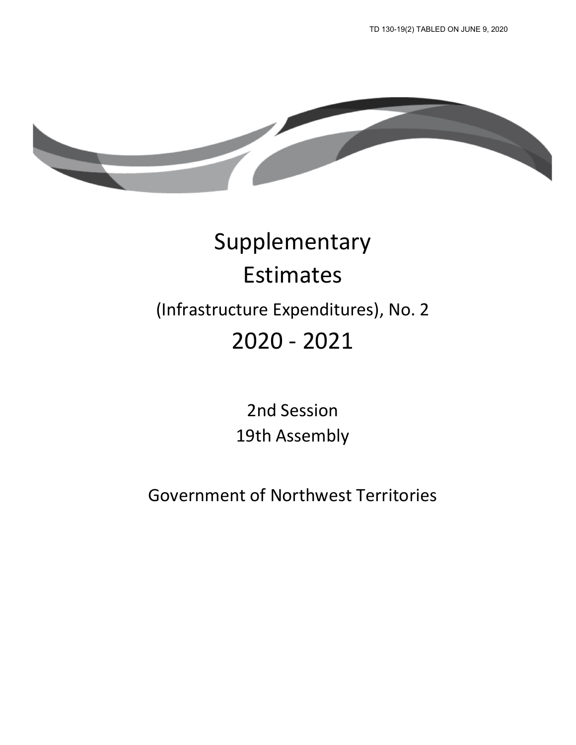TD 130-19(2) TABLED ON JUNE 9, 2020

# Supplementary Estimates

## (Infrastructure Expenditures), No. 2

# 2020 - 2021

2nd Session
19th Assembly

Government of Northwest Territories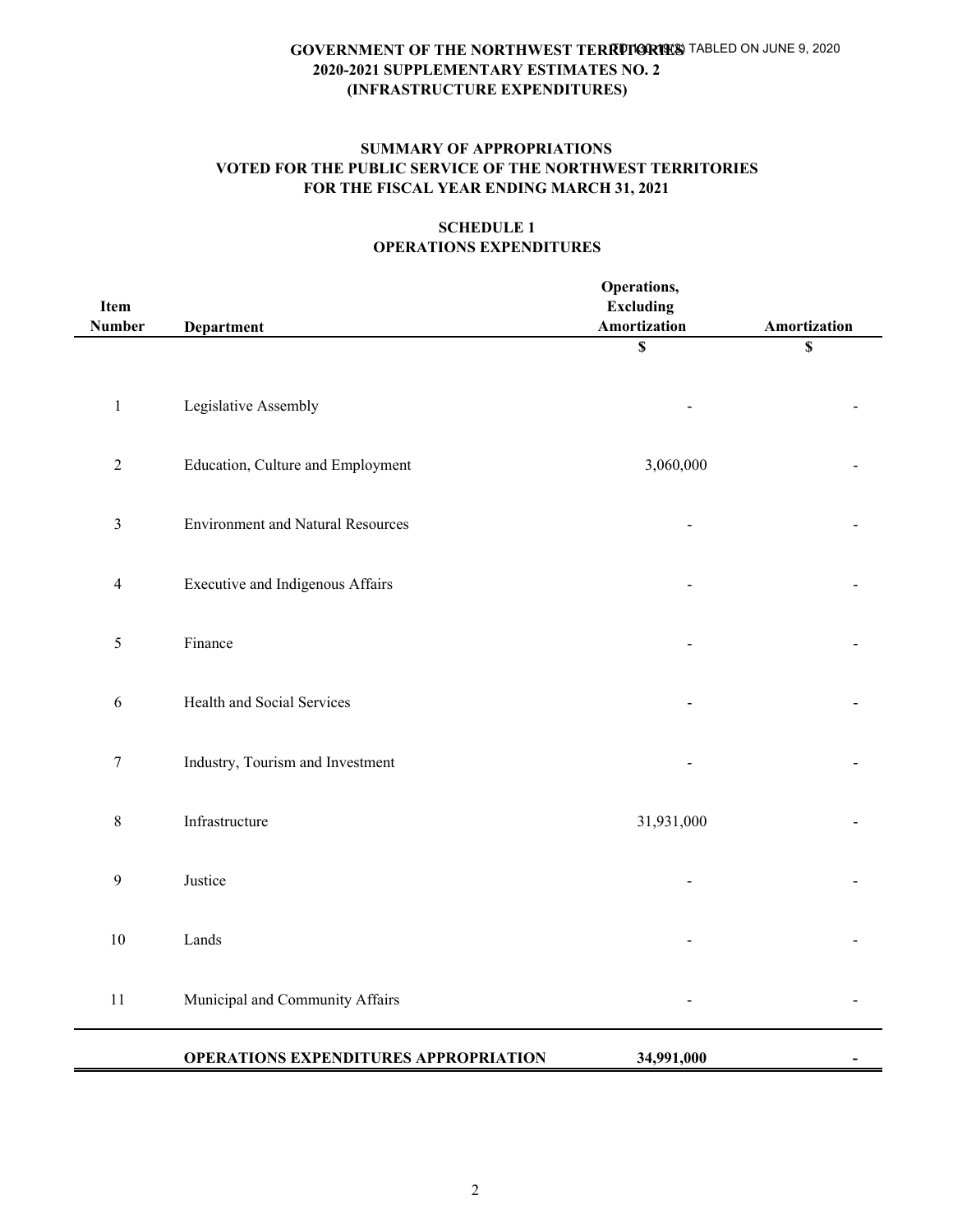# GOVERNMENT OF THE NORTHWEST TERRITORIES
## 2020-2021 SUPPLEMENTARY ESTIMATES NO. 2
## (INFRASTRUCTURE EXPENDITURES)

TD 100-19(2) TABLED ON JUNE 9, 2020

### SUMMARY OF APPROPRIATIONS
### VOTED FOR THE PUBLIC SERVICE OF THE NORTHWEST TERRITORIES
### FOR THE FISCAL YEAR ENDING MARCH 31, 2021

### SCHEDULE 1
### OPERATIONS EXPENDITURES

| Item Number | Department | Operations, Excluding Amortization | Amortization |
|---|---|---|---|
| | | $ | $ |
| 1 | Legislative Assembly | - | - |
| 2 | Education, Culture and Employment | 3,060,000 | - |
| 3 | Environment and Natural Resources | - | - |
| 4 | Executive and Indigenous Affairs | - | - |
| 5 | Finance | - | - |
| 6 | Health and Social Services | - | - |
| 7 | Industry, Tourism and Investment | - | - |
| 8 | Infrastructure | 31,931,000 | - |
| 9 | Justice | - | - |
| 10 | Lands | - | - |
| 11 | Municipal and Community Affairs | - | - |
| | **OPERATIONS EXPENDITURES APPROPRIATION** | **34,991,000** | **-** |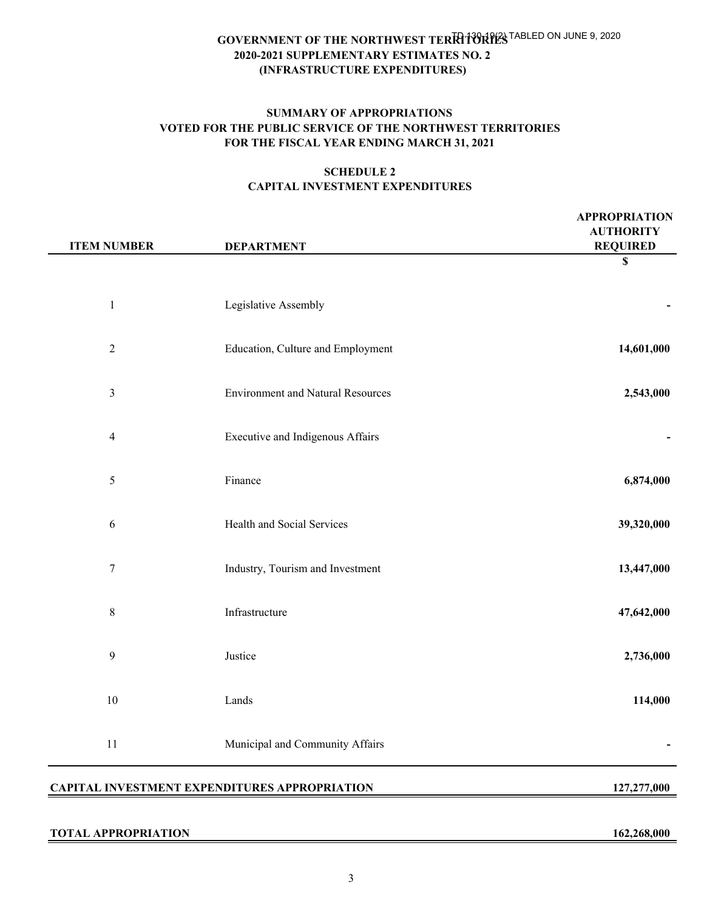TD 130-19(2) TABLED ON JUNE 9, 2020

# GOVERNMENT OF THE NORTHWEST TERRITORIES
## 2020-2021 SUPPLEMENTARY ESTIMATES NO. 2
## (INFRASTRUCTURE EXPENDITURES)

### SUMMARY OF APPROPRIATIONS
### VOTED FOR THE PUBLIC SERVICE OF THE NORTHWEST TERRITORIES
### FOR THE FISCAL YEAR ENDING MARCH 31, 2021

### SCHEDULE 2
### CAPITAL INVESTMENT EXPENDITURES

| ITEM NUMBER | DEPARTMENT | APPROPRIATION AUTHORITY REQUIRED |
|---|---|---|
| | | $ |
| 1 | Legislative Assembly | - |
| 2 | Education, Culture and Employment | **14,601,000** |
| 3 | Environment and Natural Resources | **2,543,000** |
| 4 | Executive and Indigenous Affairs | - |
| 5 | Finance | **6,874,000** |
| 6 | Health and Social Services | **39,320,000** |
| 7 | Industry, Tourism and Investment | **13,447,000** |
| 8 | Infrastructure | **47,642,000** |
| 9 | Justice | **2,736,000** |
| 10 | Lands | **114,000** |
| 11 | Municipal and Community Affairs | - |
| **CAPITAL INVESTMENT EXPENDITURES APPROPRIATION** | | **127,277,000** |
| **TOTAL APPROPRIATION** | | **162,268,000** |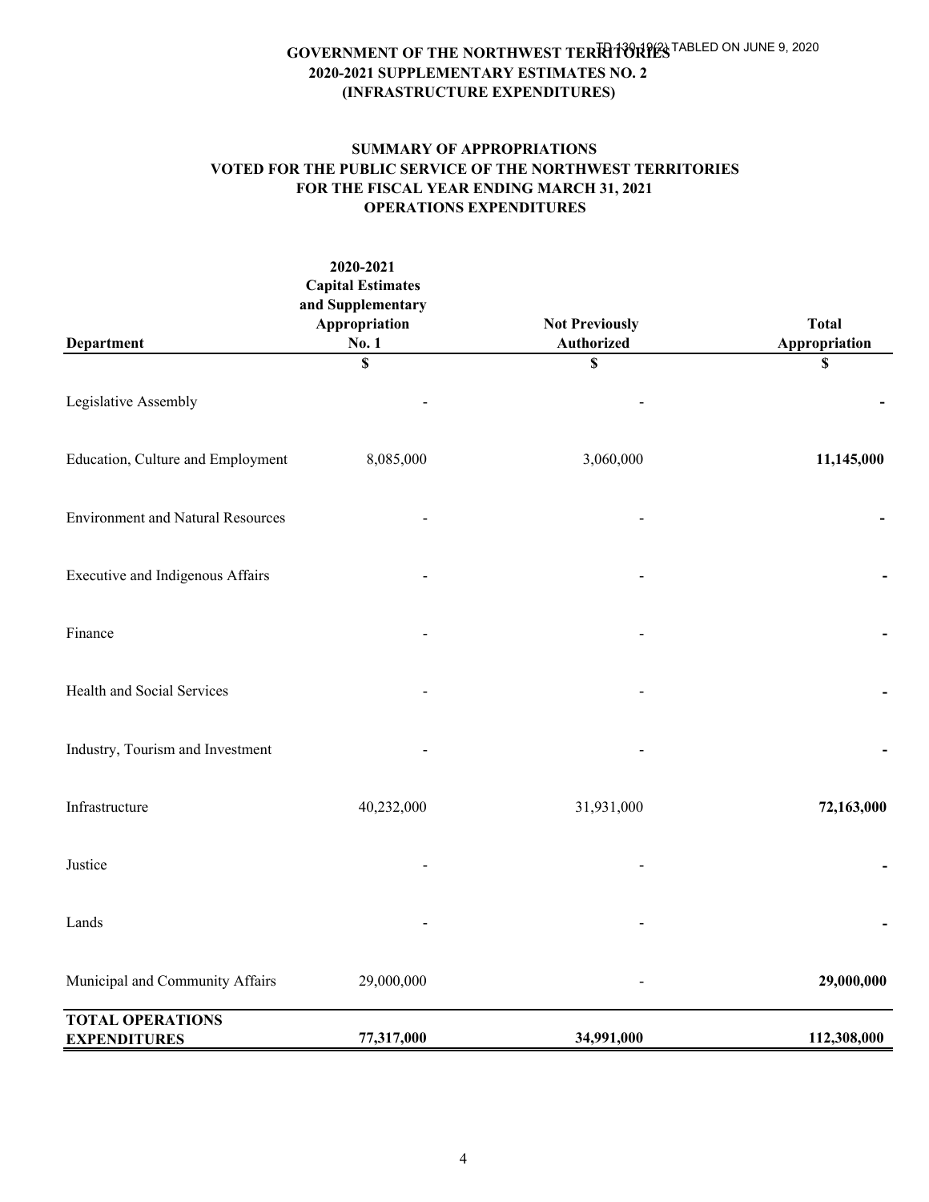TD 130-19(2) TABLED ON JUNE 9, 2020

# GOVERNMENT OF THE NORTHWEST TERRITORIES
## 2020-2021 SUPPLEMENTARY ESTIMATES NO. 2
## (INFRASTRUCTURE EXPENDITURES)

### SUMMARY OF APPROPRIATIONS
### VOTED FOR THE PUBLIC SERVICE OF THE NORTHWEST TERRITORIES
### FOR THE FISCAL YEAR ENDING MARCH 31, 2021
### OPERATIONS EXPENDITURES

| Department | 2020-2021 Capital Estimates and Supplementary Appropriation No. 1 | Not Previously Authorized | Total Appropriation |
|---|---|---|---|
| | $ | $ | $ |
| Legislative Assembly | - | - | **-** |
| Education, Culture and Employment | 8,085,000 | 3,060,000 | **11,145,000** |
| Environment and Natural Resources | - | - | **-** |
| Executive and Indigenous Affairs | - | - | **-** |
| Finance | - | - | **-** |
| Health and Social Services | - | - | **-** |
| Industry, Tourism and Investment | - | - | **-** |
| Infrastructure | 40,232,000 | 31,931,000 | **72,163,000** |
| Justice | - | - | **-** |
| Lands | - | - | **-** |
| Municipal and Community Affairs | 29,000,000 | - | **29,000,000** |
| **TOTAL OPERATIONS EXPENDITURES** | **77,317,000** | **34,991,000** | **112,308,000** |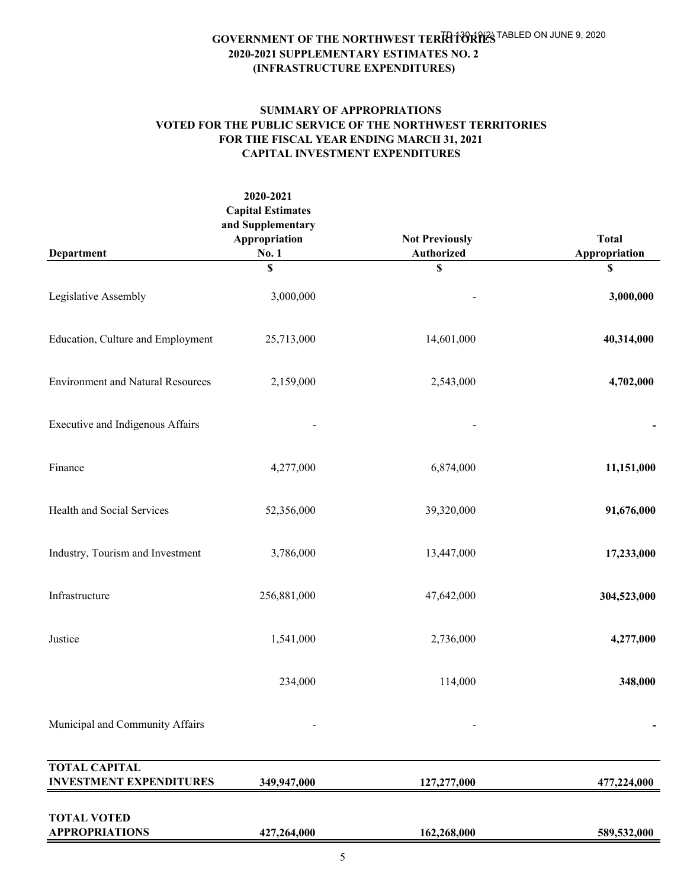TD 130-19(2) TABLED ON JUNE 9, 2020

# GOVERNMENT OF THE NORTHWEST TERRITORIES
## 2020-2021 SUPPLEMENTARY ESTIMATES NO. 2
## (INFRASTRUCTURE EXPENDITURES)

### SUMMARY OF APPROPRIATIONS
### VOTED FOR THE PUBLIC SERVICE OF THE NORTHWEST TERRITORIES
### FOR THE FISCAL YEAR ENDING MARCH 31, 2021
### CAPITAL INVESTMENT EXPENDITURES

| Department | 2020-2021 Capital Estimates and Supplementary Appropriation No. 1 | Not Previously Authorized | Total Appropriation |
|---|---|---|---|
| | $ | $ | $ |
| Legislative Assembly | 3,000,000 | - | **3,000,000** |
| Education, Culture and Employment | 25,713,000 | 14,601,000 | **40,314,000** |
| Environment and Natural Resources | 2,159,000 | 2,543,000 | **4,702,000** |
| Executive and Indigenous Affairs | - | - | **-** |
| Finance | 4,277,000 | 6,874,000 | **11,151,000** |
| Health and Social Services | 52,356,000 | 39,320,000 | **91,676,000** |
| Industry, Tourism and Investment | 3,786,000 | 13,447,000 | **17,233,000** |
| Infrastructure | 256,881,000 | 47,642,000 | **304,523,000** |
| Justice | 1,541,000 | 2,736,000 | **4,277,000** |
| | 234,000 | 114,000 | **348,000** |
| Municipal and Community Affairs | - | - | **-** |
| **TOTAL CAPITAL INVESTMENT EXPENDITURES** | **349,947,000** | **127,277,000** | **477,224,000** |
| **TOTAL VOTED APPROPRIATIONS** | **427,264,000** | **162,268,000** | **589,532,000** |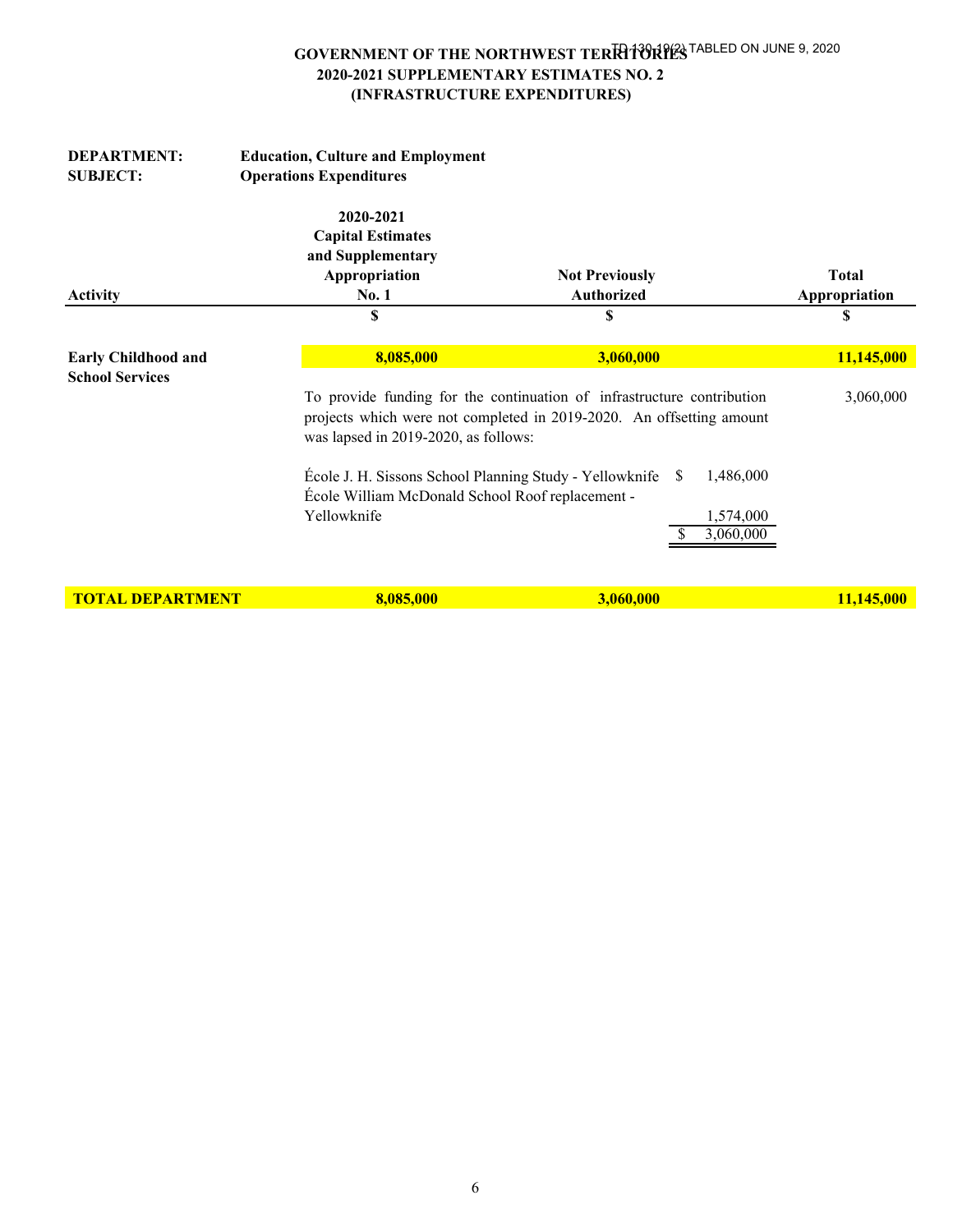TD 130-19(2) TABLED ON JUNE 9, 2020

# GOVERNMENT OF THE NORTHWEST TERRITORIES
## 2020-2021 SUPPLEMENTARY ESTIMATES NO. 2
## (INFRASTRUCTURE EXPENDITURES)

**DEPARTMENT:** **Education, Culture and Employment**
**SUBJECT:** **Operations Expenditures**

| Activity | 2020-2021 Capital Estimates and Supplementary Appropriation No. 1 | Not Previously Authorized | Total Appropriation |
|---|---|---|---|
| | $ | $ | $ |
| **Early Childhood and School Services** | **8,085,000** | **3,060,000** | **11,145,000** |
| | To provide funding for the continuation of infrastructure contribution projects which were not completed in 2019-2020. An offsetting amount was lapsed in 2019-2020, as follows: | | 3,060,000 |
| | École J. H. Sissons School Planning Study - Yellowknife | $ 1,486,000 | |
| | École William McDonald School Roof replacement - Yellowknife | 1,574,000 | |
| | | $ 3,060,000 | |
| **TOTAL DEPARTMENT** | **8,085,000** | **3,060,000** | **11,145,000** |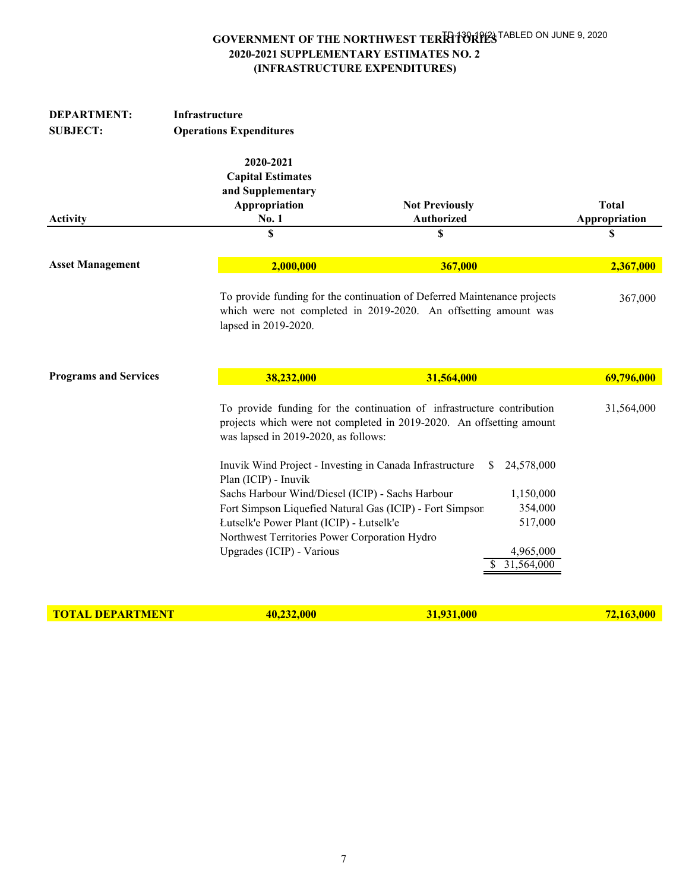TD 130-19(2) TABLED ON JUNE 9, 2020

# GOVERNMENT OF THE NORTHWEST TERRITORIES
## 2020-2021 SUPPLEMENTARY ESTIMATES NO. 2
## (INFRASTRUCTURE EXPENDITURES)

**DEPARTMENT:** **Infrastructure**
**SUBJECT:** **Operations Expenditures**

| Activity | 2020-2021 Capital Estimates and Supplementary Appropriation No. 1 | Not Previously Authorized | Total Appropriation |
|---|---|---|---|
| | $ | $ | $ |
| **Asset Management** | **2,000,000** | **367,000** | **2,367,000** |
| | To provide funding for the continuation of Deferred Maintenance projects which were not completed in 2019-2020. An offsetting amount was lapsed in 2019-2020. | | 367,000 |
| **Programs and Services** | **38,232,000** | **31,564,000** | **69,796,000** |
| | To provide funding for the continuation of infrastructure contribution projects which were not completed in 2019-2020. An offsetting amount was lapsed in 2019-2020, as follows: | | 31,564,000 |
| **TOTAL DEPARTMENT** | **40,232,000** | **31,931,000** | **72,163,000** |

| Project | Amount |
|---|---|
| Inuvik Wind Project - Investing in Canada Infrastructure Plan (ICIP) - Inuvik | $ 24,578,000 |
| Sachs Harbour Wind/Diesel (ICIP) - Sachs Harbour | 1,150,000 |
| Fort Simpson Liquefied Natural Gas (ICIP) - Fort Simpson | 354,000 |
| Łutselk'e Power Plant (ICIP) - Łutselk'e | 517,000 |
| Northwest Territories Power Corporation Hydro Upgrades (ICIP) - Various | 4,965,000 |
| | $ 31,564,000 |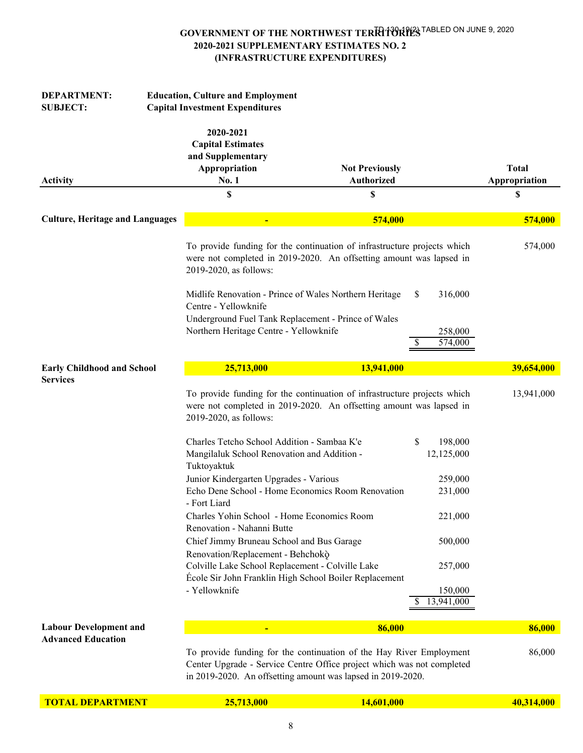TD 130-19(2) TABLED ON JUNE 9, 2020

**GOVERNMENT OF THE NORTHWEST TERRITORIES**
**2020-2021 SUPPLEMENTARY ESTIMATES NO. 2**
**(INFRASTRUCTURE EXPENDITURES)**

**DEPARTMENT:** **Education, Culture and Employment**
**SUBJECT:** **Capital Investment Expenditures**

| Activity | 2020-2021 Capital Estimates and Supplementary Appropriation No. 1 | Not Previously Authorized | Total Appropriation |
|---|---|---|---|
| | $ | $ | $ |
| **Culture, Heritage and Languages** | **-** | **574,000** | **574,000** |
| **Early Childhood and School Services** | **25,713,000** | **13,941,000** | **39,654,000** |
| **Labour Development and Advanced Education** | **-** | **86,000** | **86,000** |
| **TOTAL DEPARTMENT** | **25,713,000** | **14,601,000** | **40,314,000** |

**Culture, Heritage and Languages**

To provide funding for the continuation of infrastructure projects which were not completed in 2019-2020. An offsetting amount was lapsed in 2019-2020, as follows: — 574,000

| Project | Amount |
|---|---|
| Midlife Renovation - Prince of Wales Northern Heritage Centre - Yellowknife | $ 316,000 |
| Underground Fuel Tank Replacement - Prince of Wales Northern Heritage Centre - Yellowknife | 258,000 |
| | $ 574,000 |

**Early Childhood and School Services**

To provide funding for the continuation of infrastructure projects which were not completed in 2019-2020. An offsetting amount was lapsed in 2019-2020, as follows: — 13,941,000

| Project | Amount |
|---|---|
| Charles Tetcho School Addition - Sambaa K'e | $ 198,000 |
| Mangilaluk School Renovation and Addition - Tuktoyaktuk | 12,125,000 |
| Junior Kindergarten Upgrades - Various | 259,000 |
| Echo Dene School - Home Economics Room Renovation - Fort Liard | 231,000 |
| Charles Yohin School - Home Economics Room Renovation - Nahanni Butte | 221,000 |
| Chief Jimmy Bruneau School and Bus Garage Renovation/Replacement - Behchokǫ̀ | 500,000 |
| Colville Lake School Replacement - Colville Lake | 257,000 |
| École Sir John Franklin High School Boiler Replacement - Yellowknife | 150,000 |
| | $ 13,941,000 |

**Labour Development and Advanced Education**

To provide funding for the continuation of the Hay River Employment Center Upgrade - Service Centre Office project which was not completed in 2019-2020. An offsetting amount was lapsed in 2019-2020. — 86,000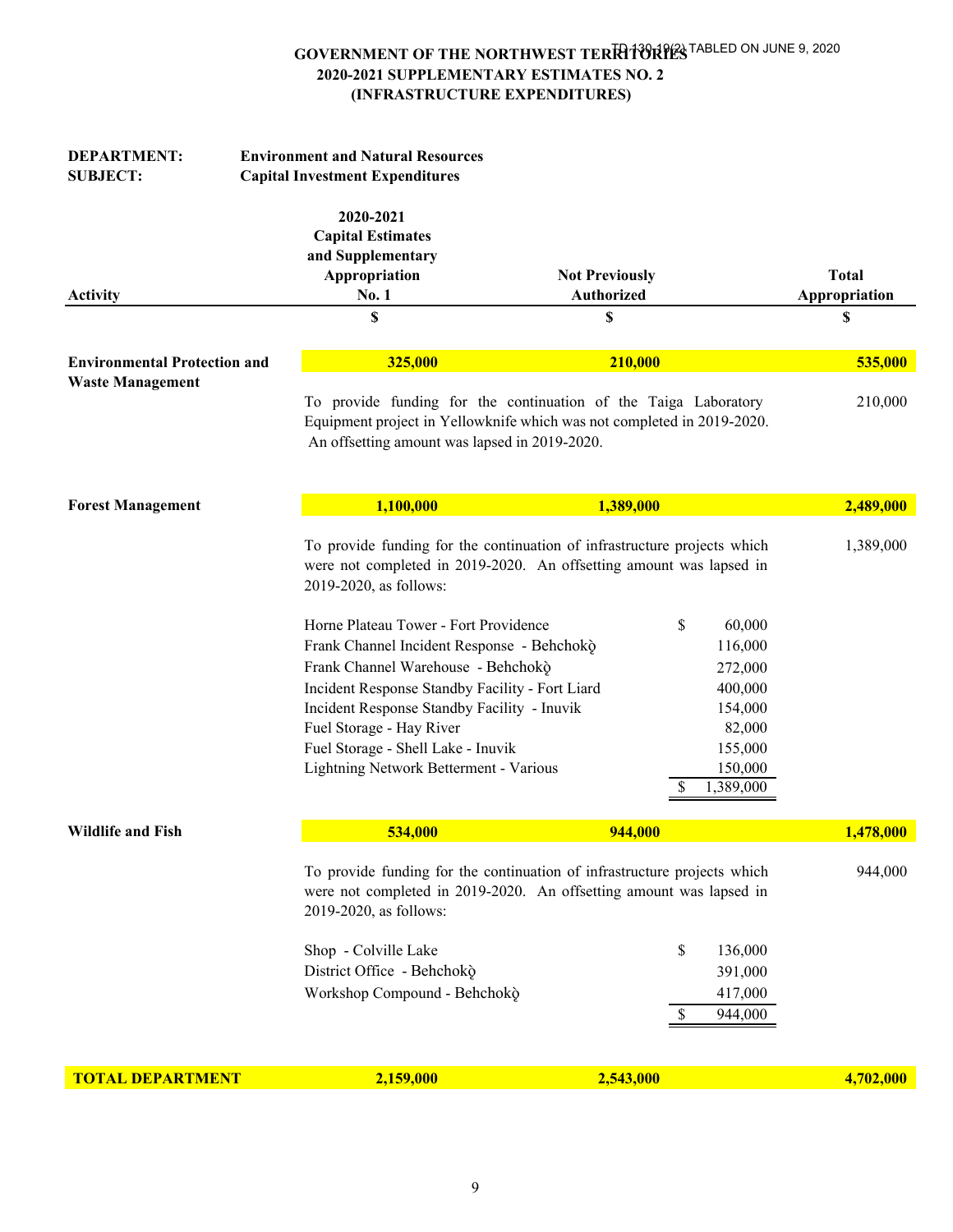TD 130-19(2) TABLED ON JUNE 9, 2020

# GOVERNMENT OF THE NORTHWEST TERRITORIES
## 2020-2021 SUPPLEMENTARY ESTIMATES NO. 2
## (INFRASTRUCTURE EXPENDITURES)

**DEPARTMENT:** **Environment and Natural Resources**
**SUBJECT:** **Capital Investment Expenditures**

| Activity | 2020-2021 Capital Estimates and Supplementary Appropriation No. 1 | Not Previously Authorized | Total Appropriation |
|---|---|---|---|
| | $ | $ | $ |
| **Environmental Protection and Waste Management** | **325,000** | **210,000** | **535,000** |
| | To provide funding for the continuation of the Taiga Laboratory Equipment project in Yellowknife which was not completed in 2019-2020. An offsetting amount was lapsed in 2019-2020. | | 210,000 |
| **Forest Management** | **1,100,000** | **1,389,000** | **2,489,000** |
| | To provide funding for the continuation of infrastructure projects which were not completed in 2019-2020. An offsetting amount was lapsed in 2019-2020, as follows: | | 1,389,000 |
| **Wildlife and Fish** | **534,000** | **944,000** | **1,478,000** |
| | To provide funding for the continuation of infrastructure projects which were not completed in 2019-2020. An offsetting amount was lapsed in 2019-2020, as follows: | | 944,000 |
| **TOTAL DEPARTMENT** | **2,159,000** | **2,543,000** | **4,702,000** |

Forest Management projects:

| Project | Amount |
|---|---|
| Horne Plateau Tower - Fort Providence | $ 60,000 |
| Frank Channel Incident Response - Behchokǫ̀ | 116,000 |
| Frank Channel Warehouse - Behchokǫ̀ | 272,000 |
| Incident Response Standby Facility - Fort Liard | 400,000 |
| Incident Response Standby Facility - Inuvik | 154,000 |
| Fuel Storage - Hay River | 82,000 |
| Fuel Storage - Shell Lake - Inuvik | 155,000 |
| Lightning Network Betterment - Various | 150,000 |
| | $ 1,389,000 |

Wildlife and Fish projects:

| Project | Amount |
|---|---|
| Shop - Colville Lake | $ 136,000 |
| District Office - Behchokǫ̀ | 391,000 |
| Workshop Compound - Behchokǫ̀ | 417,000 |
| | $ 944,000 |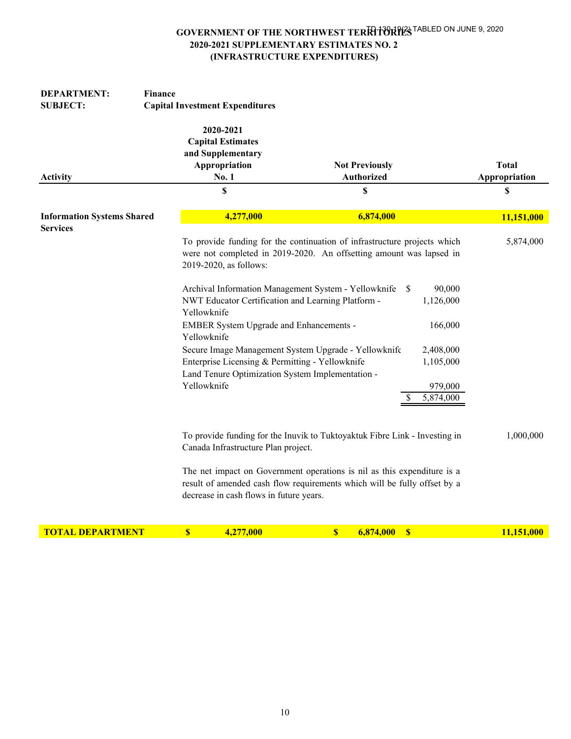TD 130-19(2) TABLED ON JUNE 9, 2020

**GOVERNMENT OF THE NORTHWEST TERRITORIES**
**2020-2021 SUPPLEMENTARY ESTIMATES NO. 2**
**(INFRASTRUCTURE EXPENDITURES)**

**DEPARTMENT:** Finance
**SUBJECT:** Capital Investment Expenditures

| Activity | 2020-2021 Capital Estimates and Supplementary Appropriation No. 1 | Not Previously Authorized | Total Appropriation |
|---|---|---|---|
| | $ | $ | $ |
| **Information Systems Shared Services** | **4,277,000** | **6,874,000** | **11,151,000** |

To provide funding for the continuation of infrastructure projects which were not completed in 2019-2020. An offsetting amount was lapsed in 2019-2020, as follows: — 5,874,000

| Project | Amount |
|---|---|
| Archival Information Management System - Yellowknife | $ 90,000 |
| NWT Educator Certification and Learning Platform - Yellowknife | 1,126,000 |
| EMBER System Upgrade and Enhancements - Yellowknife | 166,000 |
| Secure Image Management System Upgrade - Yellowknife | 2,408,000 |
| Enterprise Licensing & Permitting - Yellowknife | 1,105,000 |
| Land Tenure Optimization System Implementation - Yellowknife | 979,000 |
| | $ 5,874,000 |

To provide funding for the Inuvik to Tuktoyaktuk Fibre Link - Investing in Canada Infrastructure Plan project. — 1,000,000

The net impact on Government operations is nil as this expenditure is a result of amended cash flow requirements which will be fully offset by a decrease in cash flows in future years.

| | | | |
|---|---|---|---|
| **TOTAL DEPARTMENT** | **$ 4,277,000** | **$ 6,874,000** | **$ 11,151,000** |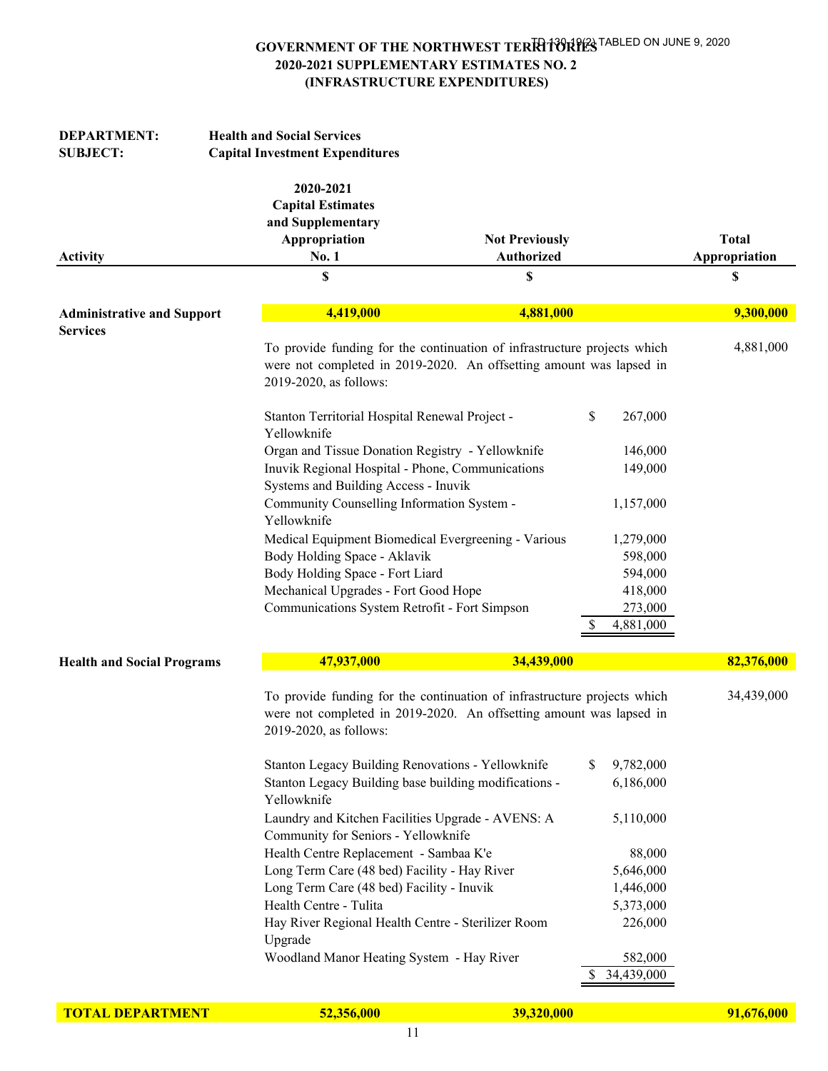TD 130-19(2) TABLED ON JUNE 9, 2020

# GOVERNMENT OF THE NORTHWEST TERRITORIES
## 2020-2021 SUPPLEMENTARY ESTIMATES NO. 2
## (INFRASTRUCTURE EXPENDITURES)

**DEPARTMENT:** **Health and Social Services**
**SUBJECT:** **Capital Investment Expenditures**

| Activity | 2020-2021 Capital Estimates and Supplementary Appropriation No. 1 | Not Previously Authorized | Total Appropriation |
|---|---|---|---|
| | $ | $ | $ |
| **Administrative and Support Services** | **4,419,000** | **4,881,000** | **9,300,000** |

To provide funding for the continuation of infrastructure projects which were not completed in 2019-2020. An offsetting amount was lapsed in 2019-2020, as follows: 4,881,000

| Project | Amount |
|---|---|
| Stanton Territorial Hospital Renewal Project - Yellowknife | $ 267,000 |
| Organ and Tissue Donation Registry - Yellowknife | 146,000 |
| Inuvik Regional Hospital - Phone, Communications Systems and Building Access - Inuvik | 149,000 |
| Community Counselling Information System - Yellowknife | 1,157,000 |
| Medical Equipment Biomedical Evergreening - Various | 1,279,000 |
| Body Holding Space - Aklavik | 598,000 |
| Body Holding Space - Fort Liard | 594,000 |
| Mechanical Upgrades - Fort Good Hope | 418,000 |
| Communications System Retrofit - Fort Simpson | 273,000 |
| | $ 4,881,000 |

| Activity | 2020-2021 Capital Estimates and Supplementary Appropriation No. 1 | Not Previously Authorized | Total Appropriation |
|---|---|---|---|
| **Health and Social Programs** | **47,937,000** | **34,439,000** | **82,376,000** |

To provide funding for the continuation of infrastructure projects which were not completed in 2019-2020. An offsetting amount was lapsed in 2019-2020, as follows: 34,439,000

| Project | Amount |
|---|---|
| Stanton Legacy Building Renovations - Yellowknife | $ 9,782,000 |
| Stanton Legacy Building base building modifications - Yellowknife | 6,186,000 |
| Laundry and Kitchen Facilities Upgrade - AVENS: A Community for Seniors - Yellowknife | 5,110,000 |
| Health Centre Replacement - Sambaa K'e | 88,000 |
| Long Term Care (48 bed) Facility - Hay River | 5,646,000 |
| Long Term Care (48 bed) Facility - Inuvik | 1,446,000 |
| Health Centre - Tulita | 5,373,000 |
| Hay River Regional Health Centre - Sterilizer Room Upgrade | 226,000 |
| Woodland Manor Heating System - Hay River | 582,000 |
| | $ 34,439,000 |

| Activity | 2020-2021 Capital Estimates and Supplementary Appropriation No. 1 | Not Previously Authorized | Total Appropriation |
|---|---|---|---|
| **TOTAL DEPARTMENT** | **52,356,000** | **39,320,000** | **91,676,000** |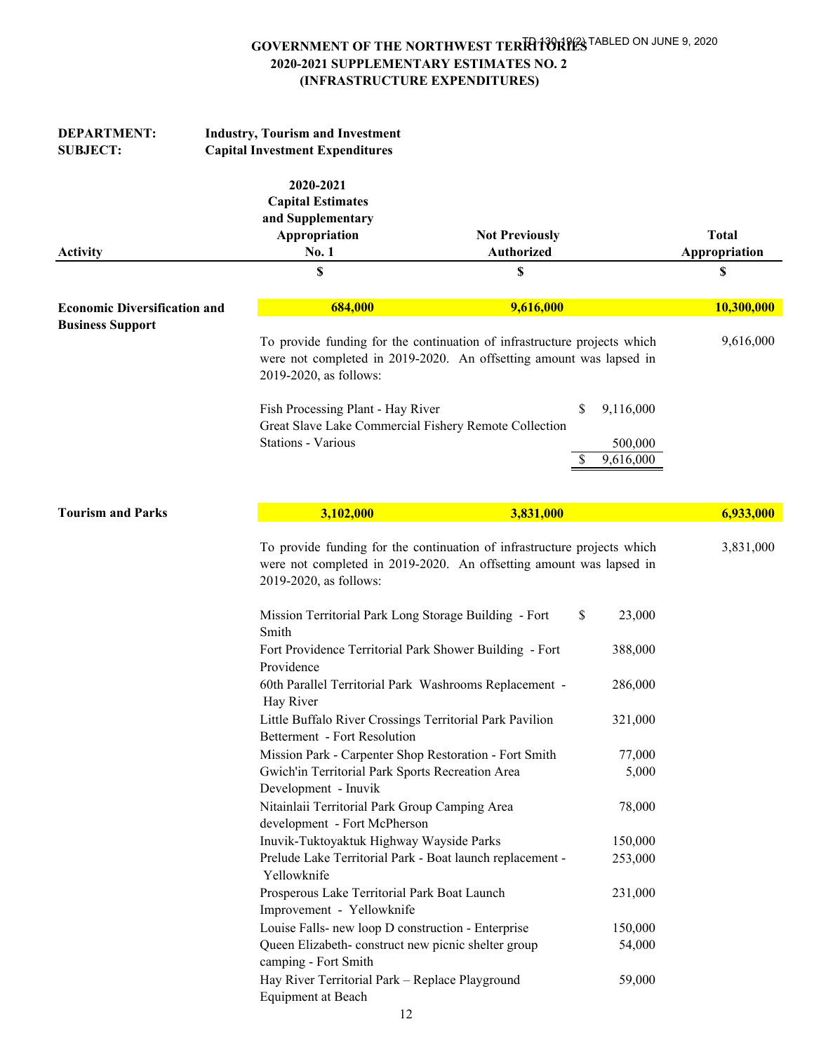TD 130-19(2) TABLED ON JUNE 9, 2020

# GOVERNMENT OF THE NORTHWEST TERRITORIES
## 2020-2021 SUPPLEMENTARY ESTIMATES NO. 2
## (INFRASTRUCTURE EXPENDITURES)

**DEPARTMENT:** **Industry, Tourism and Investment**
**SUBJECT:** **Capital Investment Expenditures**

| Activity | 2020-2021 Capital Estimates and Supplementary Appropriation No. 1 | Not Previously Authorized | Total Appropriation |
|---|---|---|---|
| | $ | $ | $ |
| **Economic Diversification and Business Support** | **684,000** | **9,616,000** | **10,300,000** |

To provide funding for the continuation of infrastructure projects which were not completed in 2019-2020. An offsetting amount was lapsed in 2019-2020, as follows: — 9,616,000

| Project | Amount |
|---|---|
| Fish Processing Plant - Hay River | $ 9,116,000 |
| Great Slave Lake Commercial Fishery Remote Collection Stations - Various | 500,000 |
| | $ 9,616,000 |

| Activity | 2020-2021 Capital Estimates and Supplementary Appropriation No. 1 | Not Previously Authorized | Total Appropriation |
|---|---|---|---|
| **Tourism and Parks** | **3,102,000** | **3,831,000** | **6,933,000** |

To provide funding for the continuation of infrastructure projects which were not completed in 2019-2020. An offsetting amount was lapsed in 2019-2020, as follows: — 3,831,000

| Project | Amount |
|---|---|
| Mission Territorial Park Long Storage Building - Fort Smith | $ 23,000 |
| Fort Providence Territorial Park Shower Building - Fort Providence | 388,000 |
| 60th Parallel Territorial Park Washrooms Replacement - Hay River | 286,000 |
| Little Buffalo River Crossings Territorial Park Pavilion Betterment - Fort Resolution | 321,000 |
| Mission Park - Carpenter Shop Restoration - Fort Smith | 77,000 |
| Gwich'in Territorial Park Sports Recreation Area Development - Inuvik | 5,000 |
| Nitainlaii Territorial Park Group Camping Area development - Fort McPherson | 78,000 |
| Inuvik-Tuktoyaktuk Highway Wayside Parks | 150,000 |
| Prelude Lake Territorial Park - Boat launch replacement - Yellowknife | 253,000 |
| Prosperous Lake Territorial Park Boat Launch Improvement - Yellowknife | 231,000 |
| Louise Falls- new loop D construction - Enterprise | 150,000 |
| Queen Elizabeth- construct new picnic shelter group camping - Fort Smith | 54,000 |
| Hay River Territorial Park – Replace Playground Equipment at Beach | 59,000 |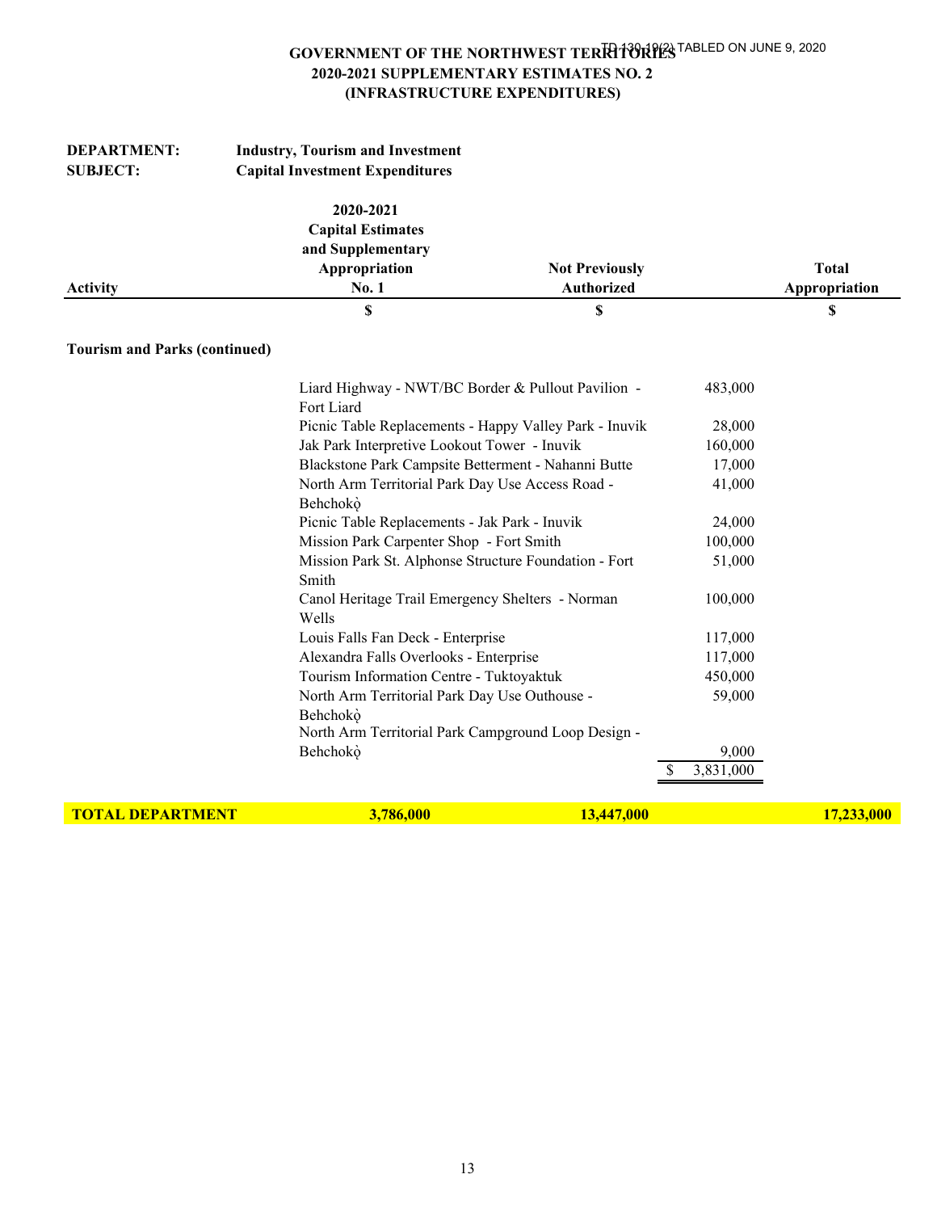# GOVERNMENT OF THE NORTHWEST TERRITORIES
## 2020-2021 SUPPLEMENTARY ESTIMATES NO. 2
## (INFRASTRUCTURE EXPENDITURES)

TD 130-19(2) TABLED ON JUNE 9, 2020

**DEPARTMENT:** Industry, Tourism and Investment
**SUBJECT:** Capital Investment Expenditures

| Activity | 2020-2021 Capital Estimates and Supplementary Appropriation No. 1 | Not Previously Authorized | | Total Appropriation |
|---|---|---|---|---|
| | $ | $ | | $ |
| **Tourism and Parks (continued)** | | | | |
| | Liard Highway - NWT/BC Border & Pullout Pavilion - Fort Liard | | 483,000 | |
| | Picnic Table Replacements - Happy Valley Park - Inuvik | | 28,000 | |
| | Jak Park Interpretive Lookout Tower - Inuvik | | 160,000 | |
| | Blackstone Park Campsite Betterment - Nahanni Butte | | 17,000 | |
| | North Arm Territorial Park Day Use Access Road - Behchokǫ̀ | | 41,000 | |
| | Picnic Table Replacements - Jak Park - Inuvik | | 24,000 | |
| | Mission Park Carpenter Shop - Fort Smith | | 100,000 | |
| | Mission Park St. Alphonse Structure Foundation - Fort Smith | | 51,000 | |
| | Canol Heritage Trail Emergency Shelters - Norman Wells | | 100,000 | |
| | Louis Falls Fan Deck - Enterprise | | 117,000 | |
| | Alexandra Falls Overlooks - Enterprise | | 117,000 | |
| | Tourism Information Centre - Tuktoyaktuk | | 450,000 | |
| | North Arm Territorial Park Day Use Outhouse - Behchokǫ̀ | | 59,000 | |
| | North Arm Territorial Park Campground Loop Design - Behchokǫ̀ | | 9,000 | |
| | | | $ 3,831,000 | |
| **TOTAL DEPARTMENT** | **3,786,000** | **13,447,000** | | **17,233,000** |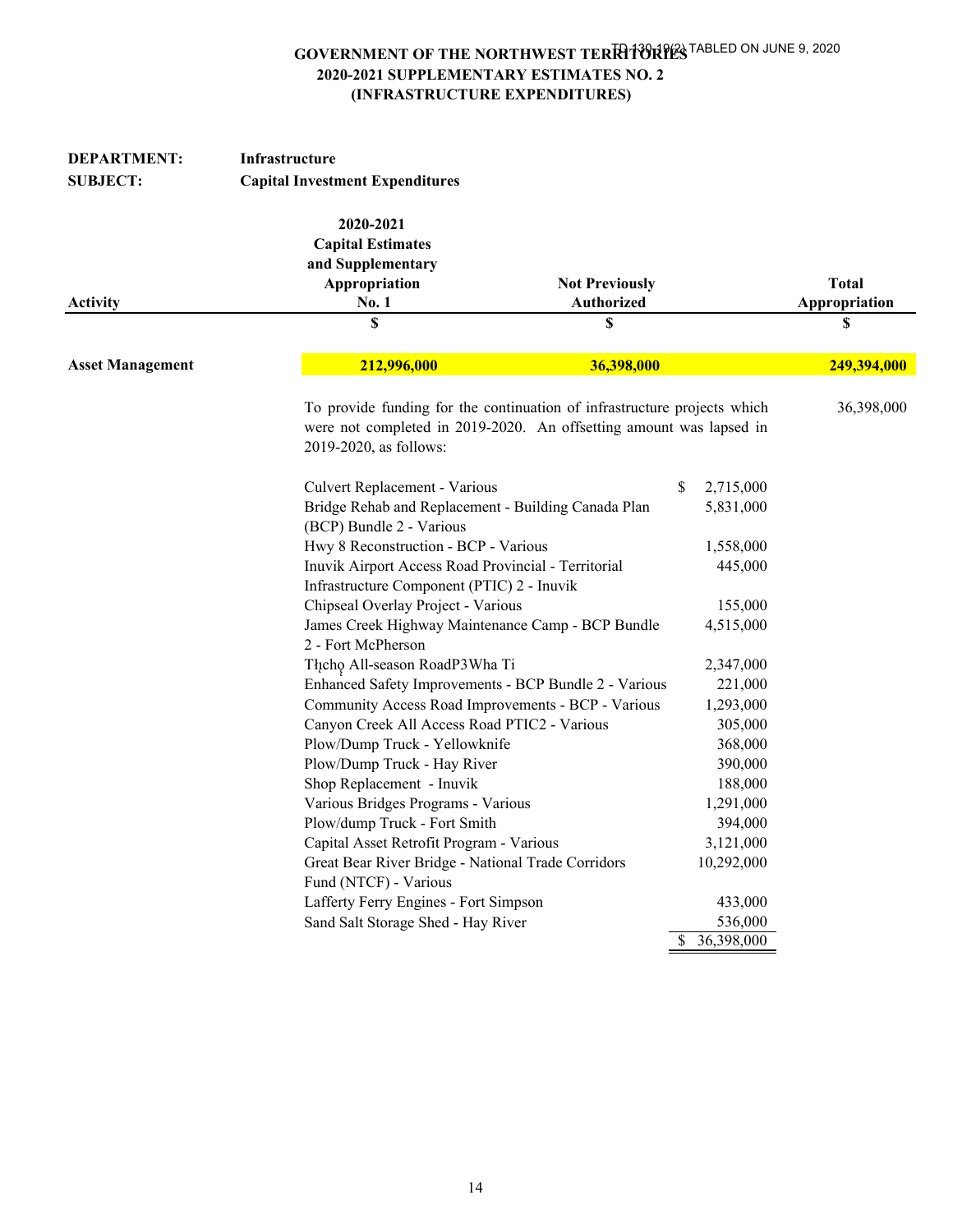TD 130-19(2) TABLED ON JUNE 9, 2020

# GOVERNMENT OF THE NORTHWEST TERRITORIES
## 2020-2021 SUPPLEMENTARY ESTIMATES NO. 2
## (INFRASTRUCTURE EXPENDITURES)

**DEPARTMENT:** **Infrastructure**

**SUBJECT:** **Capital Investment Expenditures**

| Activity | 2020-2021 Capital Estimates and Supplementary Appropriation No. 1 | Not Previously Authorized | Total Appropriation |
|---|---|---|---|
| | $ | $ | $ |
| **Asset Management** | **212,996,000** | **36,398,000** | **249,394,000** |

To provide funding for the continuation of infrastructure projects which were not completed in 2019-2020. An offsetting amount was lapsed in 2019-2020, as follows: 36,398,000

| Project | Amount |
|---|---|
| Culvert Replacement - Various | $ 2,715,000 |
| Bridge Rehab and Replacement - Building Canada Plan (BCP) Bundle 2 - Various | 5,831,000 |
| Hwy 8 Reconstruction - BCP - Various | 1,558,000 |
| Inuvik Airport Access Road Provincial - Territorial Infrastructure Component (PTIC) 2 - Inuvik | 445,000 |
| Chipseal Overlay Project - Various | 155,000 |
| James Creek Highway Maintenance Camp - BCP Bundle 2 - Fort McPherson | 4,515,000 |
| Tłı̨chǫ All-season RoadP3Wha Ti | 2,347,000 |
| Enhanced Safety Improvements - BCP Bundle 2 - Various | 221,000 |
| Community Access Road Improvements - BCP - Various | 1,293,000 |
| Canyon Creek All Access Road PTIC2 - Various | 305,000 |
| Plow/Dump Truck - Yellowknife | 368,000 |
| Plow/Dump Truck - Hay River | 390,000 |
| Shop Replacement - Inuvik | 188,000 |
| Various Bridges Programs - Various | 1,291,000 |
| Plow/dump Truck - Fort Smith | 394,000 |
| Capital Asset Retrofit Program - Various | 3,121,000 |
| Great Bear River Bridge - National Trade Corridors Fund (NTCF) - Various | 10,292,000 |
| Lafferty Ferry Engines - Fort Simpson | 433,000 |
| Sand Salt Storage Shed - Hay River | 536,000 |
| | $ 36,398,000 |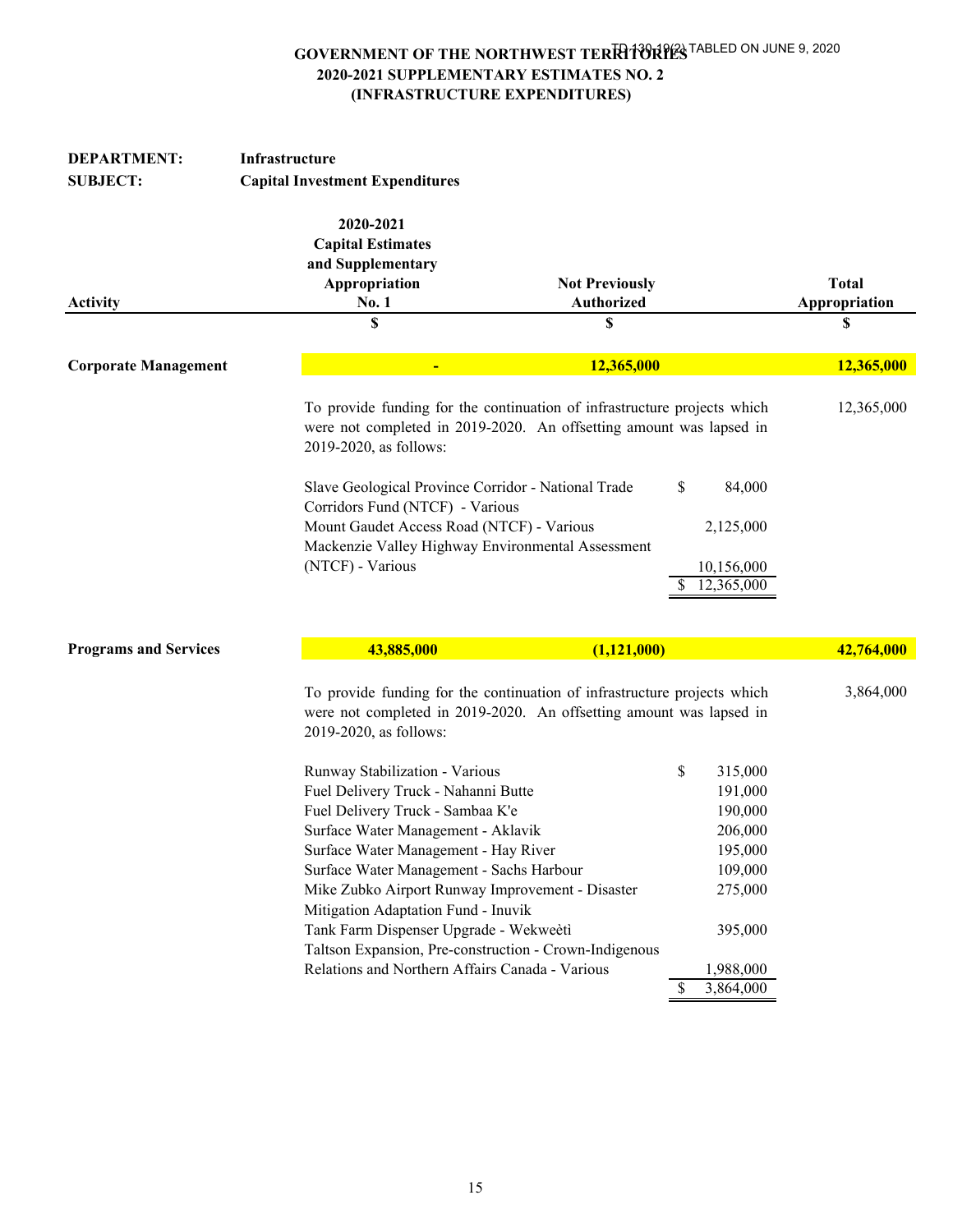TD 130-19(2) TABLED ON JUNE 9, 2020

# GOVERNMENT OF THE NORTHWEST TERRITORIES
## 2020-2021 SUPPLEMENTARY ESTIMATES NO. 2
## (INFRASTRUCTURE EXPENDITURES)

**DEPARTMENT:** **Infrastructure**
**SUBJECT:** **Capital Investment Expenditures**

| Activity | 2020-2021 Capital Estimates and Supplementary Appropriation No. 1 | Not Previously Authorized | Total Appropriation |
|---|---|---|---|
| | $ | $ | $ |
| **Corporate Management** | **-** | **12,365,000** | **12,365,000** |
| **Programs and Services** | **43,885,000** | **(1,121,000)** | **42,764,000** |

**Corporate Management**

To provide funding for the continuation of infrastructure projects which were not completed in 2019-2020. An offsetting amount was lapsed in 2019-2020, as follows: 12,365,000

| | |
|---|---|
| Slave Geological Province Corridor - National Trade Corridors Fund (NTCF) - Various | $ 84,000 |
| Mount Gaudet Access Road (NTCF) - Various | 2,125,000 |
| Mackenzie Valley Highway Environmental Assessment (NTCF) - Various | 10,156,000 |
| | $ 12,365,000 |

**Programs and Services**

To provide funding for the continuation of infrastructure projects which were not completed in 2019-2020. An offsetting amount was lapsed in 2019-2020, as follows: 3,864,000

| | |
|---|---|
| Runway Stabilization - Various | $ 315,000 |
| Fuel Delivery Truck - Nahanni Butte | 191,000 |
| Fuel Delivery Truck - Sambaa K'e | 190,000 |
| Surface Water Management - Aklavik | 206,000 |
| Surface Water Management - Hay River | 195,000 |
| Surface Water Management - Sachs Harbour | 109,000 |
| Mike Zubko Airport Runway Improvement - Disaster Mitigation Adaptation Fund - Inuvik | 275,000 |
| Tank Farm Dispenser Upgrade - Wekweètì | 395,000 |
| Taltson Expansion, Pre-construction - Crown-Indigenous Relations and Northern Affairs Canada - Various | 1,988,000 |
| | $ 3,864,000 |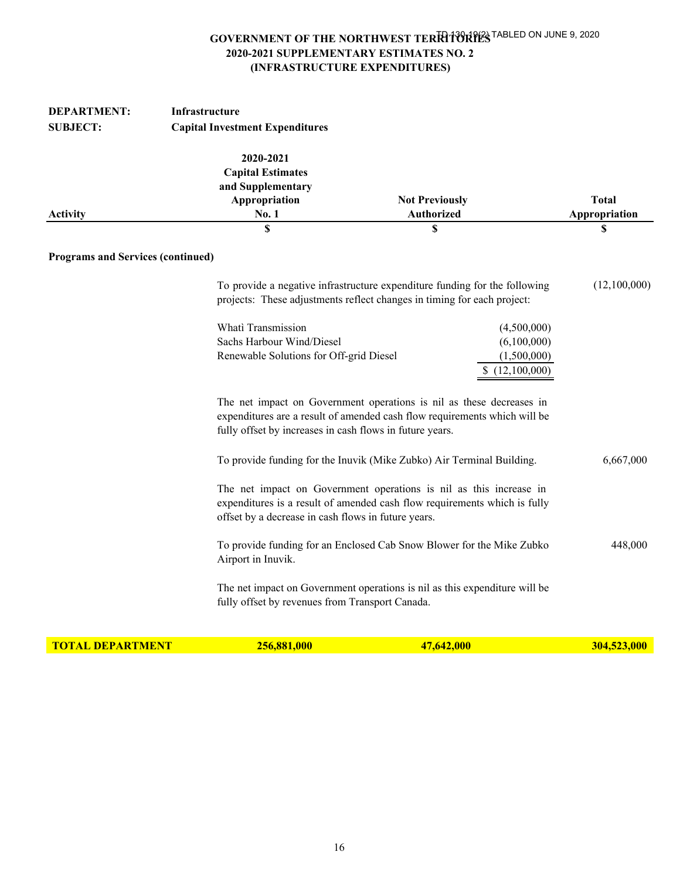TD 130-19(2) TABLED ON JUNE 9, 2020

# GOVERNMENT OF THE NORTHWEST TERRITORIES
## 2020-2021 SUPPLEMENTARY ESTIMATES NO. 2
## (INFRASTRUCTURE EXPENDITURES)

**DEPARTMENT:** Infrastructure
**SUBJECT:** Capital Investment Expenditures

| Activity | 2020-2021 Capital Estimates and Supplementary Appropriation No. 1 | Not Previously Authorized | Total Appropriation |
|---|---|---|---|
| | $ | $ | $ |

**Programs and Services (continued)**

To provide a negative infrastructure expenditure funding for the following projects: These adjustments reflect changes in timing for each project: (12,100,000)

| Project | Amount |
|---|---|
| Whatì Transmission | (4,500,000) |
| Sachs Harbour Wind/Diesel | (6,100,000) |
| Renewable Solutions for Off-grid Diesel | (1,500,000) |
| | $ (12,100,000) |

The net impact on Government operations is nil as these decreases in expenditures are a result of amended cash flow requirements which will be fully offset by increases in cash flows in future years.

To provide funding for the Inuvik (Mike Zubko) Air Terminal Building. 6,667,000

The net impact on Government operations is nil as this increase in expenditures is a result of amended cash flow requirements which is fully offset by a decrease in cash flows in future years.

To provide funding for an Enclosed Cab Snow Blower for the Mike Zubko Airport in Inuvik. 448,000

The net impact on Government operations is nil as this expenditure will be fully offset by revenues from Transport Canada.

| | 2020-2021 Capital Estimates and Supplementary Appropriation No. 1 | Not Previously Authorized | Total Appropriation |
|---|---|---|---|
| **TOTAL DEPARTMENT** | **256,881,000** | **47,642,000** | **304,523,000** |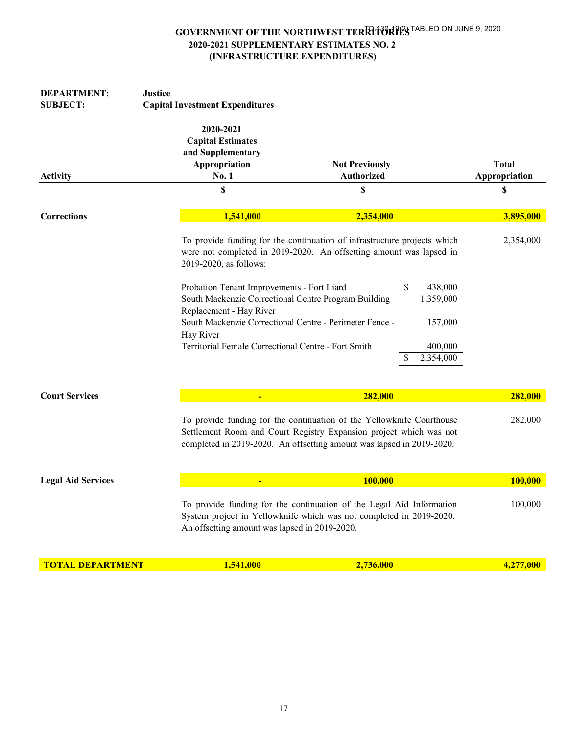TD 130-19(2) TABLED ON JUNE 9, 2020

# GOVERNMENT OF THE NORTHWEST TERRITORIES
## 2020-2021 SUPPLEMENTARY ESTIMATES NO. 2
## (INFRASTRUCTURE EXPENDITURES)

**DEPARTMENT:** **Justice**
**SUBJECT:** **Capital Investment Expenditures**

| Activity | 2020-2021 Capital Estimates and Supplementary Appropriation No. 1 | Not Previously Authorized | Total Appropriation |
|---|---|---|---|
| | $ | $ | $ |
| **Corrections** | **1,541,000** | **2,354,000** | **3,895,000** |
| | To provide funding for the continuation of infrastructure projects which were not completed in 2019-2020. An offsetting amount was lapsed in 2019-2020, as follows: | | 2,354,000 |
| | Probation Tenant Improvements - Fort Liard | $ 438,000 | |
| | South Mackenzie Correctional Centre Program Building Replacement - Hay River | 1,359,000 | |
| | South Mackenzie Correctional Centre - Perimeter Fence - Hay River | 157,000 | |
| | Territorial Female Correctional Centre - Fort Smith | 400,000 | |
| | | $ 2,354,000 | |
| **Court Services** | **-** | **282,000** | **282,000** |
| | To provide funding for the continuation of the Yellowknife Courthouse Settlement Room and Court Registry Expansion project which was not completed in 2019-2020. An offsetting amount was lapsed in 2019-2020. | | 282,000 |
| **Legal Aid Services** | **-** | **100,000** | **100,000** |
| | To provide funding for the continuation of the Legal Aid Information System project in Yellowknife which was not completed in 2019-2020. An offsetting amount was lapsed in 2019-2020. | | 100,000 |
| **TOTAL DEPARTMENT** | **1,541,000** | **2,736,000** | **4,277,000** |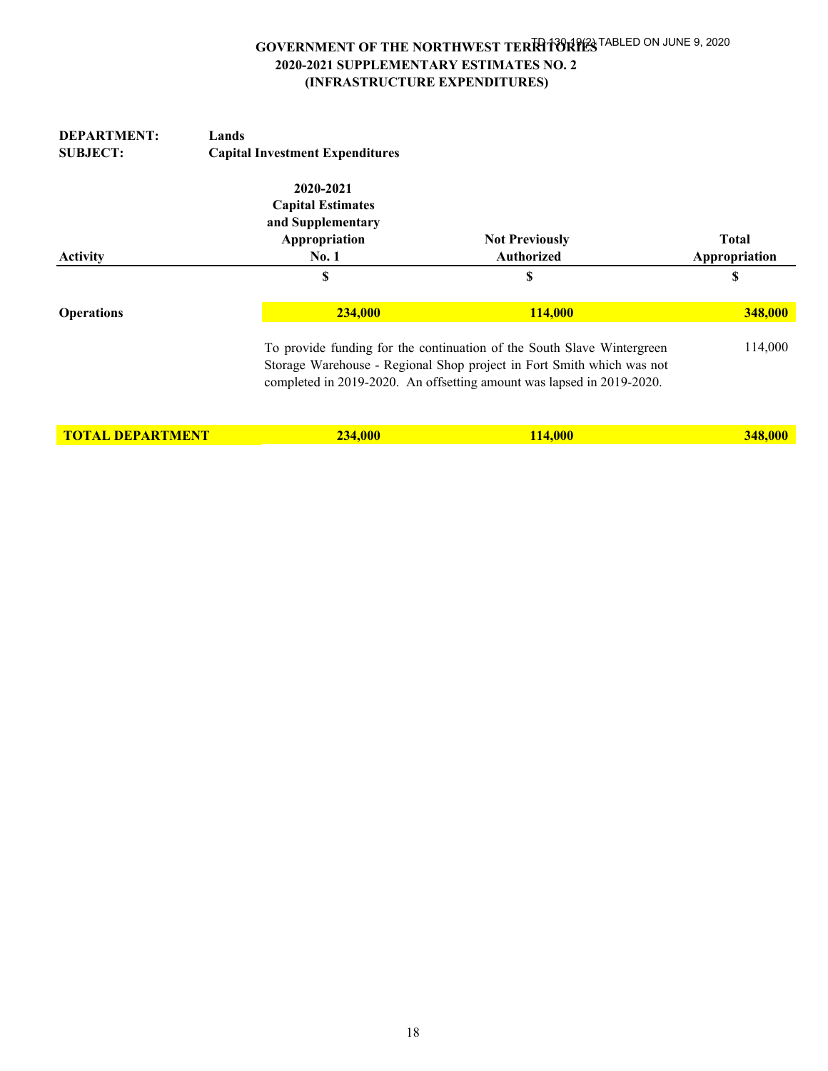TD 130-19(2) TABLED ON JUNE 9, 2020

# GOVERNMENT OF THE NORTHWEST TERRITORIES
## 2020-2021 SUPPLEMENTARY ESTIMATES NO. 2
## (INFRASTRUCTURE EXPENDITURES)

**DEPARTMENT:** **Lands**
**SUBJECT:** **Capital Investment Expenditures**

| Activity | 2020-2021 Capital Estimates and Supplementary Appropriation No. 1 | Not Previously Authorized | Total Appropriation |
|---|---|---|---|
| | $ | $ | $ |
| **Operations** | **234,000** | **114,000** | **348,000** |
| | To provide funding for the continuation of the South Slave Wintergreen Storage Warehouse - Regional Shop project in Fort Smith which was not completed in 2019-2020. An offsetting amount was lapsed in 2019-2020. | | 114,000 |
| **TOTAL DEPARTMENT** | **234,000** | **114,000** | **348,000** |